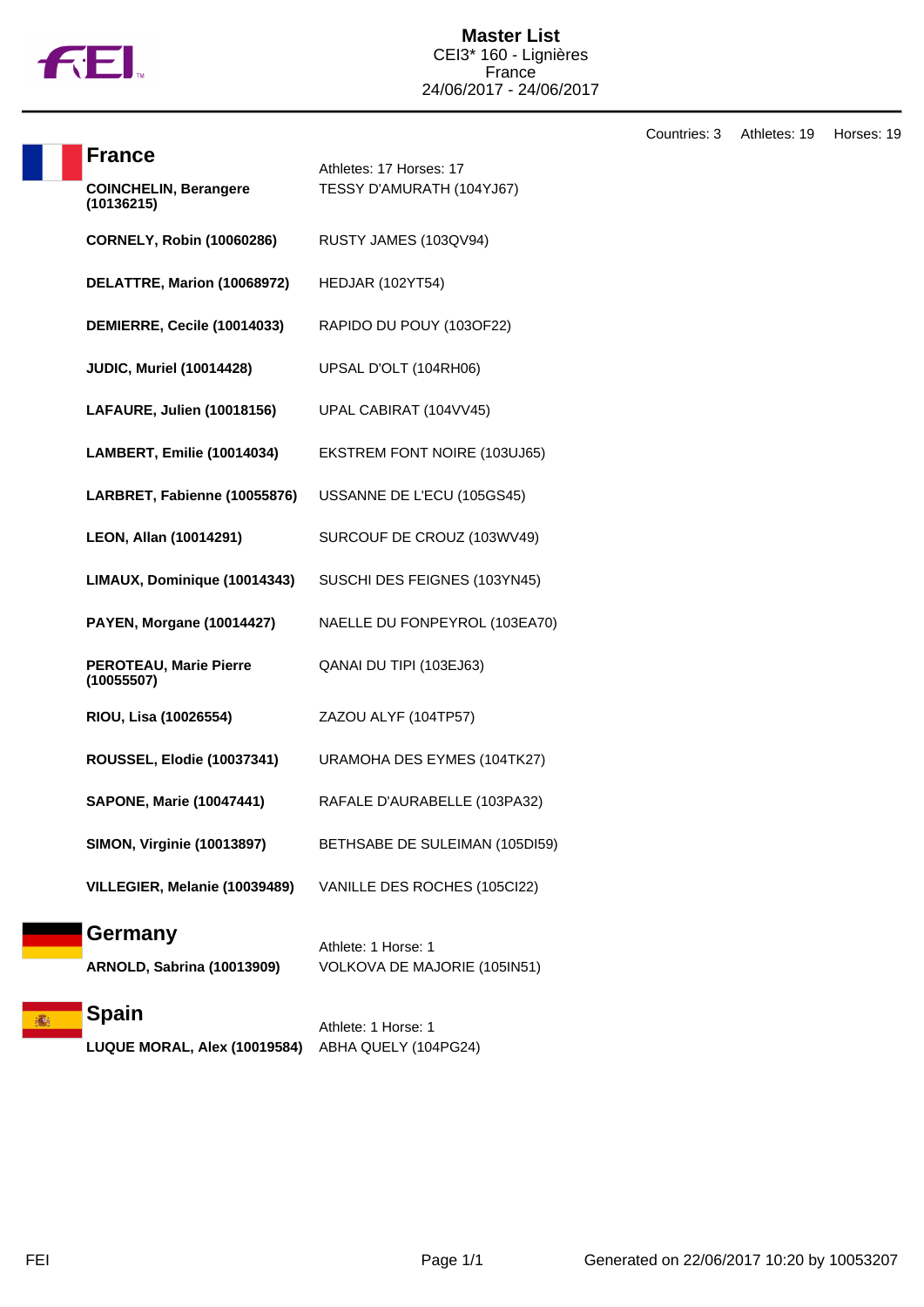# Master List

CEI3* 160 - Lignières
France
24/06/2017 - 24/06/2017

Countries: 3 Athletes: 19 Horses: 19

## France

Athletes: 17 Horses: 17

| Athlete | Horse |
|---|---|
| **COINCHELIN, Berangere (10136215)** | TESSY D'AMURATH (104YJ67) |
| **CORNELY, Robin (10060286)** | RUSTY JAMES (103QV94) |
| **DELATTRE, Marion (10068972)** | HEDJAR (102YT54) |
| **DEMIERRE, Cecile (10014033)** | RAPIDO DU POUY (103OF22) |
| **JUDIC, Muriel (10014428)** | UPSAL D'OLT (104RH06) |
| **LAFAURE, Julien (10018156)** | UPAL CABIRAT (104VV45) |
| **LAMBERT, Emilie (10014034)** | EKSTREM FONT NOIRE (103UJ65) |
| **LARBRET, Fabienne (10055876)** | USSANNE DE L'ECU (105GS45) |
| **LEON, Allan (10014291)** | SURCOUF DE CROUZ (103WV49) |
| **LIMAUX, Dominique (10014343)** | SUSCHI DES FEIGNES (103YN45) |
| **PAYEN, Morgane (10014427)** | NAELLE DU FONPEYROL (103EA70) |
| **PEROTEAU, Marie Pierre (10055507)** | QANAI DU TIPI (103EJ63) |
| **RIOU, Lisa (10026554)** | ZAZOU ALYF (104TP57) |
| **ROUSSEL, Elodie (10037341)** | URAMOHA DES EYMES (104TK27) |
| **SAPONE, Marie (10047441)** | RAFALE D'AURABELLE (103PA32) |
| **SIMON, Virginie (10013897)** | BETHSABE DE SULEIMAN (105DI59) |
| **VILLEGIER, Melanie (10039489)** | VANILLE DES ROCHES (105CI22) |

## Germany

Athlete: 1 Horse: 1

| Athlete | Horse |
|---|---|
| **ARNOLD, Sabrina (10013909)** | VOLKOVA DE MAJORIE (105IN51) |

## Spain

Athlete: 1 Horse: 1

| Athlete | Horse |
|---|---|
| **LUQUE MORAL, Alex (10019584)** | ABHA QUELY (104PG24) |

Generated on 22/06/2017 10:20 by 10053207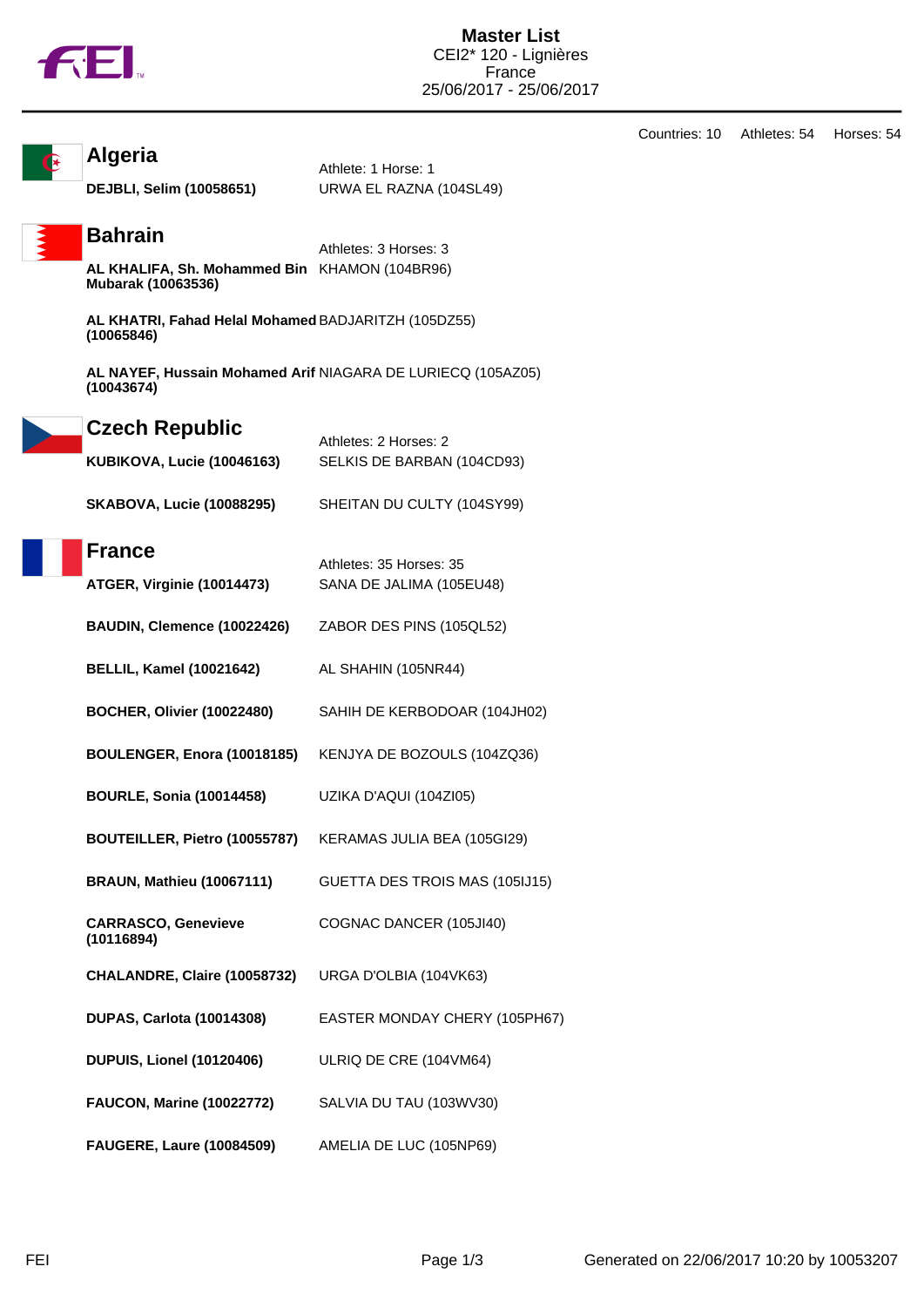# Master List

CEI2* 120 - Lignières
France
25/06/2017 - 25/06/2017

Countries: 10 Athletes: 54 Horses: 54

## Algeria

Athlete: 1 Horse: 1

| Athlete | Horse |
|---|---|
| **DEJBLI, Selim (10058651)** | URWA EL RAZNA (104SL49) |

## Bahrain

Athletes: 3 Horses: 3

| Athlete | Horse |
|---|---|
| **AL KHALIFA, Sh. Mohammed Bin Mubarak (10063536)** | KHAMON (104BR96) |
| **AL KHATRI, Fahad Helal Mohamed (10065846)** | BADJARITZH (105DZ55) |
| **AL NAYEF, Hussain Mohamed Arif (10043674)** | NIAGARA DE LURIECQ (105AZ05) |

## Czech Republic

Athletes: 2 Horses: 2

| Athlete | Horse |
|---|---|
| **KUBIKOVA, Lucie (10046163)** | SELKIS DE BARBAN (104CD93) |
| **SKABOVA, Lucie (10088295)** | SHEITAN DU CULTY (104SY99) |

## France

Athletes: 35 Horses: 35

| Athlete | Horse |
|---|---|
| **ATGER, Virginie (10014473)** | SANA DE JALIMA (105EU48) |
| **BAUDIN, Clemence (10022426)** | ZABOR DES PINS (105QL52) |
| **BELLIL, Kamel (10021642)** | AL SHAHIN (105NR44) |
| **BOCHER, Olivier (10022480)** | SAHIH DE KERBODOAR (104JH02) |
| **BOULENGER, Enora (10018185)** | KENJYA DE BOZOULS (104ZQ36) |
| **BOURLE, Sonia (10014458)** | UZIKA D'AQUI (104ZI05) |
| **BOUTEILLER, Pietro (10055787)** | KERAMAS JULIA BEA (105GI29) |
| **BRAUN, Mathieu (10067111)** | GUETTA DES TROIS MAS (105IJ15) |
| **CARRASCO, Genevieve (10116894)** | COGNAC DANCER (105JI40) |
| **CHALANDRE, Claire (10058732)** | URGA D'OLBIA (104VK63) |
| **DUPAS, Carlota (10014308)** | EASTER MONDAY CHERY (105PH67) |
| **DUPUIS, Lionel (10120406)** | ULRIQ DE CRE (104VM64) |
| **FAUCON, Marine (10022772)** | SALVIA DU TAU (103WV30) |
| **FAUGERE, Laure (10084509)** | AMELIA DE LUC (105NP69) |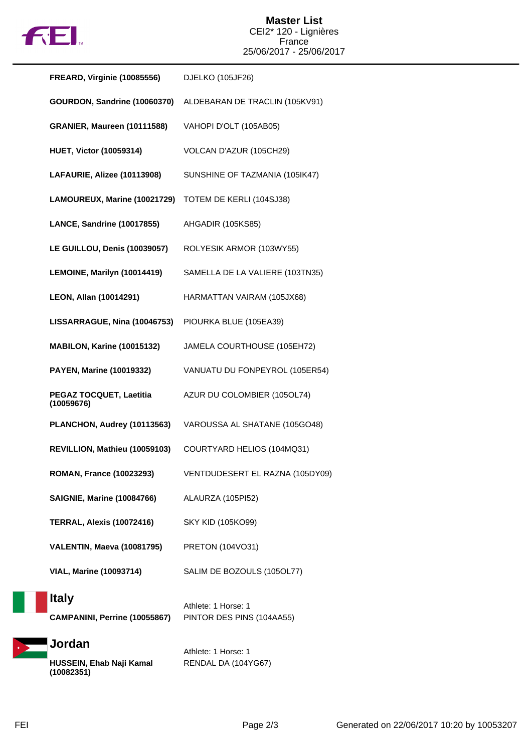# Master List

CEI2* 120 - Lignières
France
25/06/2017 - 25/06/2017

| | |
|---|---|
| **FREARD, Virginie (10085556)** | DJELKO (105JF26) |
| **GOURDON, Sandrine (10060370)** | ALDEBARAN DE TRACLIN (105KV91) |
| **GRANIER, Maureen (10111588)** | VAHOPI D'OLT (105AB05) |
| **HUET, Victor (10059314)** | VOLCAN D'AZUR (105CH29) |
| **LAFAURIE, Alizee (10113908)** | SUNSHINE OF TAZMANIA (105IK47) |
| **LAMOUREUX, Marine (10021729)** | TOTEM DE KERLI (104SJ38) |
| **LANCE, Sandrine (10017855)** | AHGADIR (105KS85) |
| **LE GUILLOU, Denis (10039057)** | ROLYESIK ARMOR (103WY55) |
| **LEMOINE, Marilyn (10014419)** | SAMELLA DE LA VALIERE (103TN35) |
| **LEON, Allan (10014291)** | HARMATTAN VAIRAM (105JX68) |
| **LISSARRAGUE, Nina (10046753)** | PIOURKA BLUE (105EA39) |
| **MABILON, Karine (10015132)** | JAMELA COURTHOUSE (105EH72) |
| **PAYEN, Marine (10019332)** | VANUATU DU FONPEYROL (105ER54) |
| **PEGAZ TOCQUET, Laetitia (10059676)** | AZUR DU COLOMBIER (105OL74) |
| **PLANCHON, Audrey (10113563)** | VAROUSSA AL SHATANE (105GO48) |
| **REVILLION, Mathieu (10059103)** | COURTYARD HELIOS (104MQ31) |
| **ROMAN, France (10023293)** | VENTDUDESERT EL RAZNA (105DY09) |
| **SAIGNIE, Marine (10084766)** | ALAURZA (105PI52) |
| **TERRAL, Alexis (10072416)** | SKY KID (105KO99) |
| **VALENTIN, Maeva (10081795)** | PRETON (104VO31) |
| **VIAL, Marine (10093714)** | SALIM DE BOZOULS (105OL77) |

## Italy

Athlete: 1 Horse: 1

| | |
|---|---|
| **CAMPANINI, Perrine (10055867)** | PINTOR DES PINS (104AA55) |

## Jordan

Athlete: 1 Horse: 1

| | |
|---|---|
| **HUSSEIN, Ehab Naji Kamal (10082351)** | RENDAL DA (104YG67) |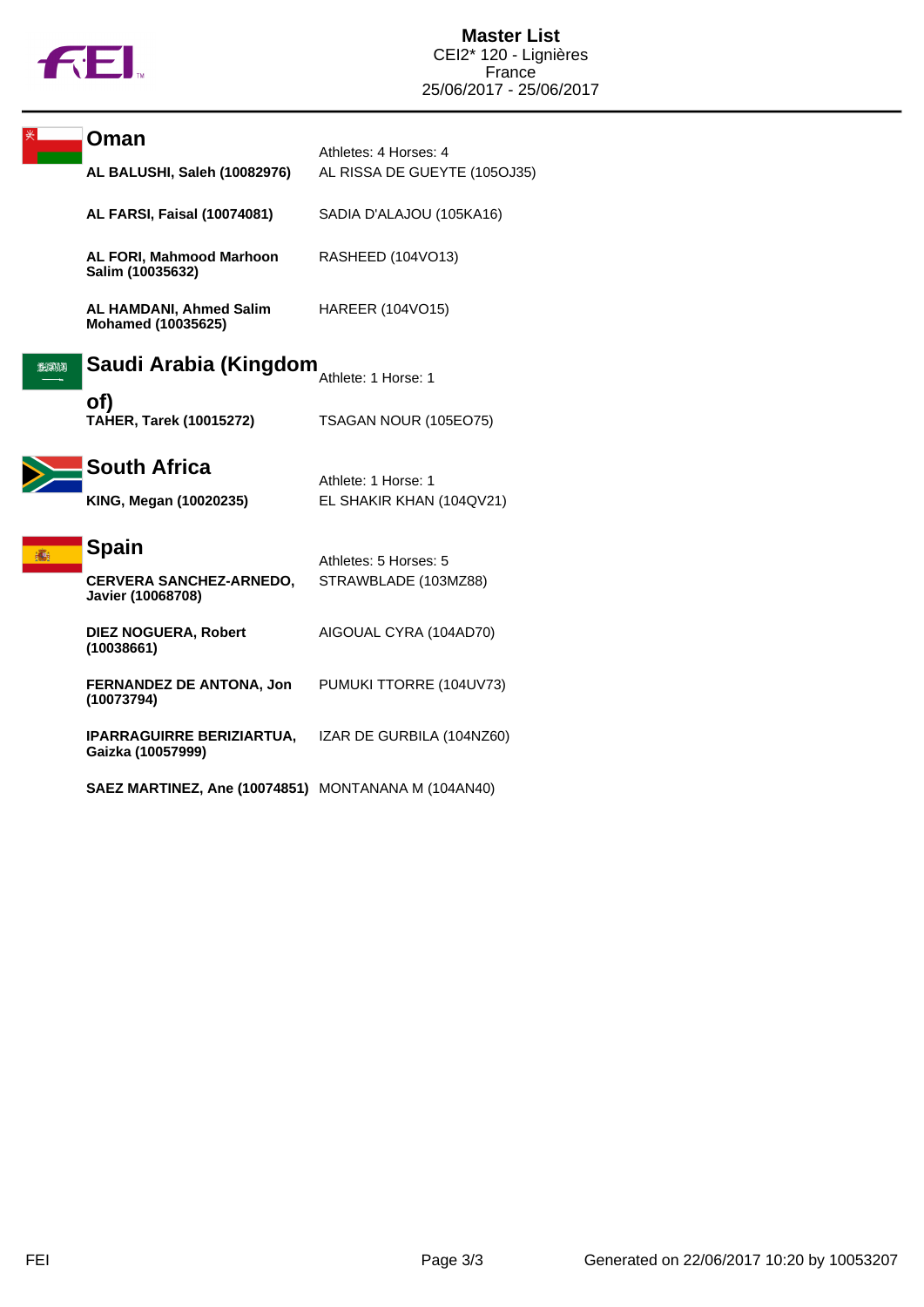# Master List

CEI2* 120 - Lignières
France
25/06/2017 - 25/06/2017

## Oman

Athletes: 4 Horses: 4

| Athlete | Horse |
|---|---|
| **AL BALUSHI, Saleh (10082976)** | AL RISSA DE GUEYTE (105OJ35) |
| **AL FARSI, Faisal (10074081)** | SADIA D'ALAJOU (105KA16) |
| **AL FORI, Mahmood Marhoon Salim (10035632)** | RASHEED (104VO13) |
| **AL HAMDANI, Ahmed Salim Mohamed (10035625)** | HAREER (104VO15) |

## Saudi Arabia (Kingdom of)

Athlete: 1 Horse: 1

| Athlete | Horse |
|---|---|
| **TAHER, Tarek (10015272)** | TSAGAN NOUR (105EO75) |

## South Africa

Athlete: 1 Horse: 1

| Athlete | Horse |
|---|---|
| **KING, Megan (10020235)** | EL SHAKIR KHAN (104QV21) |

## Spain

Athletes: 5 Horses: 5

| Athlete | Horse |
|---|---|
| **CERVERA SANCHEZ-ARNEDO, Javier (10068708)** | STRAWBLADE (103MZ88) |
| **DIEZ NOGUERA, Robert (10038661)** | AIGOUAL CYRA (104AD70) |
| **FERNANDEZ DE ANTONA, Jon (10073794)** | PUMUKI TTORRE (104UV73) |
| **IPARRAGUIRRE BERIZIARTUA, Gaizka (10057999)** | IZAR DE GURBILA (104NZ60) |
| **SAEZ MARTINEZ, Ane (10074851)** | MONTANANA M (104AN40) |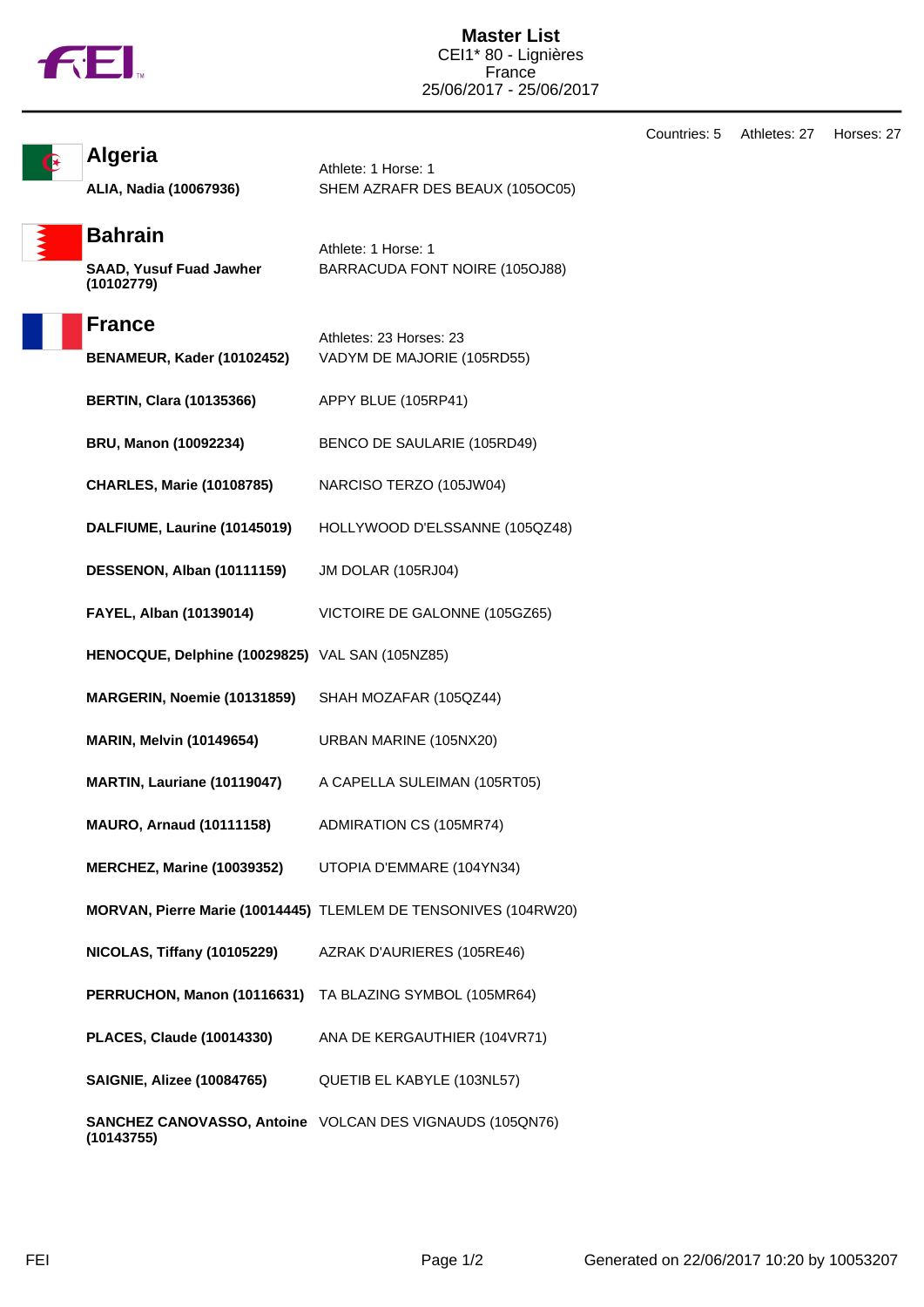# Master List

CEI1* 80 - Lignières
France
25/06/2017 - 25/06/2017

Countries: 5 Athletes: 27 Horses: 27

## Algeria

Athlete: 1 Horse: 1

| Athlete | Horse |
|---|---|
| **ALIA, Nadia (10067936)** | SHEM AZRAFR DES BEAUX (105OC05) |

## Bahrain

Athlete: 1 Horse: 1

| Athlete | Horse |
|---|---|
| **SAAD, Yusuf Fuad Jawher (10102779)** | BARRACUDA FONT NOIRE (105OJ88) |

## France

Athletes: 23 Horses: 23

| Athlete | Horse |
|---|---|
| **BENAMEUR, Kader (10102452)** | VADYM DE MAJORIE (105RD55) |
| **BERTIN, Clara (10135366)** | APPY BLUE (105RP41) |
| **BRU, Manon (10092234)** | BENCO DE SAULARIE (105RD49) |
| **CHARLES, Marie (10108785)** | NARCISO TERZO (105JW04) |
| **DALFIUME, Laurine (10145019)** | HOLLYWOOD D'ELSSANNE (105QZ48) |
| **DESSENON, Alban (10111159)** | JM DOLAR (105RJ04) |
| **FAYEL, Alban (10139014)** | VICTOIRE DE GALONNE (105GZ65) |
| **HENOCQUE, Delphine (10029825)** | VAL SAN (105NZ85) |
| **MARGERIN, Noemie (10131859)** | SHAH MOZAFAR (105QZ44) |
| **MARIN, Melvin (10149654)** | URBAN MARINE (105NX20) |
| **MARTIN, Lauriane (10119047)** | A CAPELLA SULEIMAN (105RT05) |
| **MAURO, Arnaud (10111158)** | ADMIRATION CS (105MR74) |
| **MERCHEZ, Marine (10039352)** | UTOPIA D'EMMARE (104YN34) |
| **MORVAN, Pierre Marie (10014445)** | TLEMLEM DE TENSONIVES (104RW20) |
| **NICOLAS, Tiffany (10105229)** | AZRAK D'AURIERES (105RE46) |
| **PERRUCHON, Manon (10116631)** | TA BLAZING SYMBOL (105MR64) |
| **PLACES, Claude (10014330)** | ANA DE KERGAUTHIER (104VR71) |
| **SAIGNIE, Alizee (10084765)** | QUETIB EL KABYLE (103NL57) |
| **SANCHEZ CANOVASSO, Antoine (10143755)** | VOLCAN DES VIGNAUDS (105QN76) |

Generated on 22/06/2017 10:20 by 10053207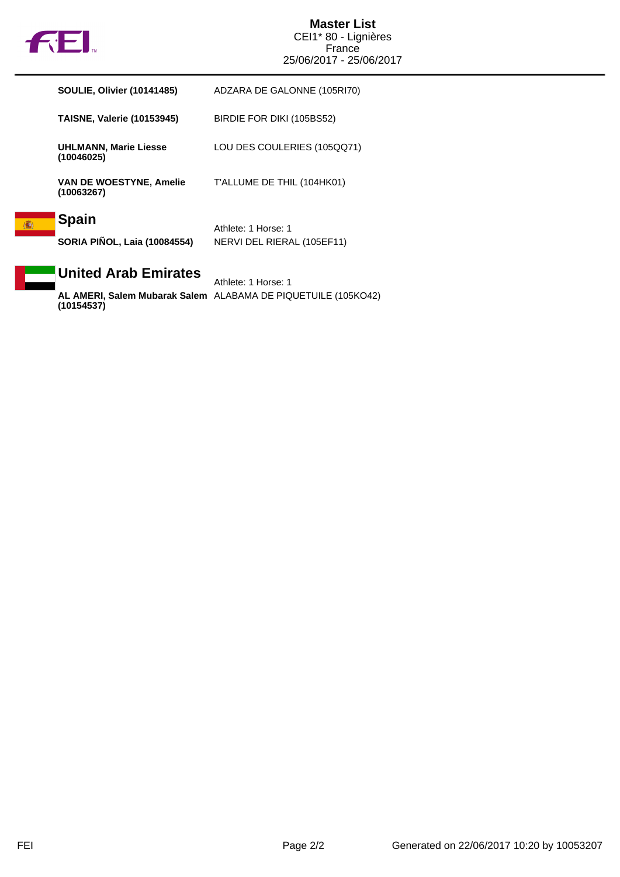**SOULIE, Olivier (10141485)** ADZARA DE GALONNE (105RI70)

**TAISNE, Valerie (10153945)** BIRDIE FOR DIKI (105BS52)

**UHLMANN, Marie Liesse (10046025)** LOU DES COULERIES (105QQ71)

**VAN DE WOESTYNE, Amelie (10063267)** T'ALLUME DE THIL (104HK01)

## Spain

Athlete: 1 Horse: 1

**SORIA PIÑOL, Laia (10084554)** NERVI DEL RIERAL (105EF11)

## United Arab Emirates

Athlete: 1 Horse: 1

**AL AMERI, Salem Mubarak Salem (10154537)** ALABAMA DE PIQUETUILE (105KO42)